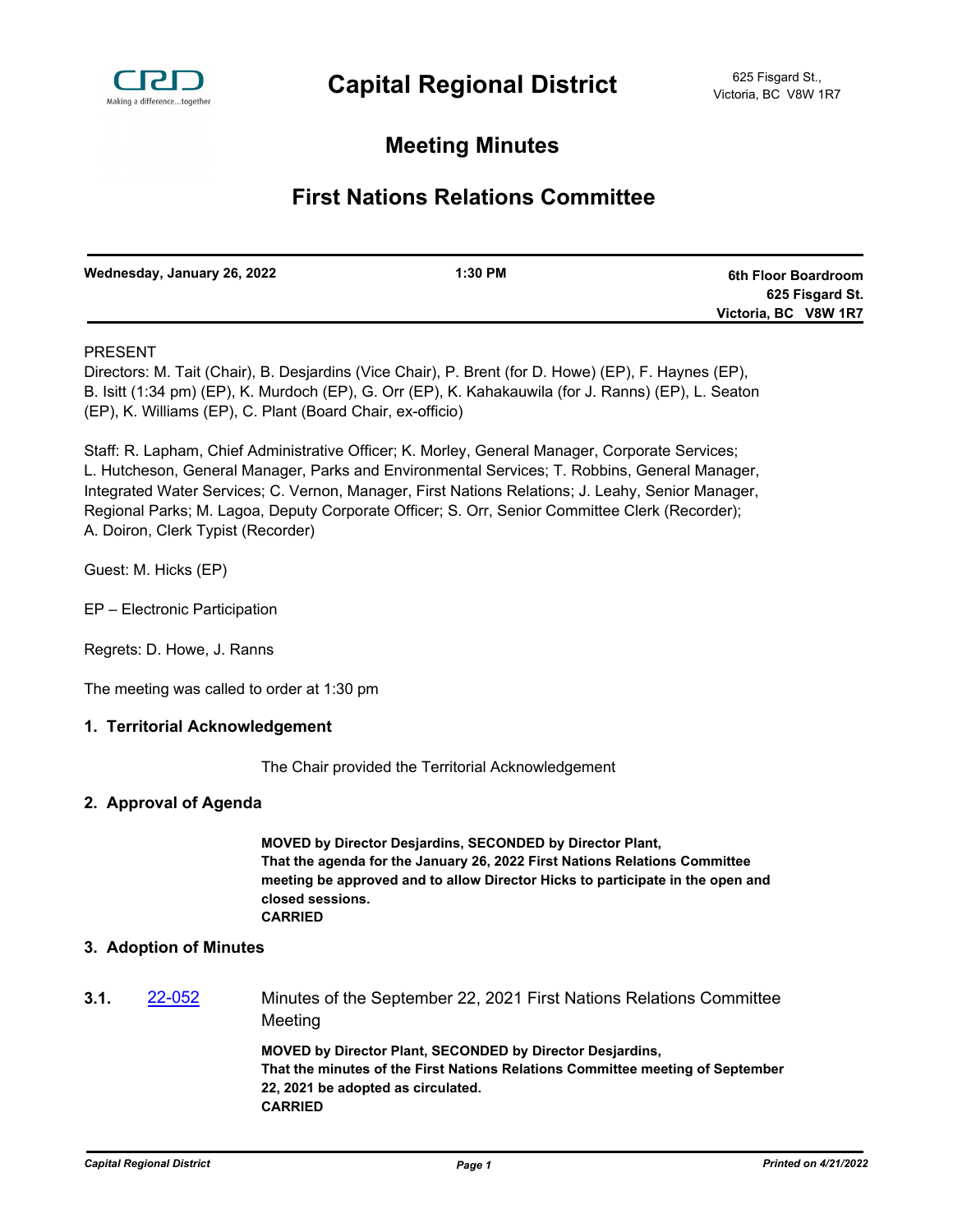# Capital Regional District

625 Fisgard St.,
Victoria, BC V8W 1R7

## Meeting Minutes

## First Nations Relations Committee

**Wednesday, January 26, 2022** | **1:30 PM** | **6th Floor Boardroom 625 Fisgard St. Victoria, BC V8W 1R7**

PRESENT

Directors: M. Tait (Chair), B. Desjardins (Vice Chair), P. Brent (for D. Howe) (EP), F. Haynes (EP), B. Isitt (1:34 pm) (EP), K. Murdoch (EP), G. Orr (EP), K. Kahakauwila (for J. Ranns) (EP), L. Seaton (EP), K. Williams (EP), C. Plant (Board Chair, ex-officio)

Staff: R. Lapham, Chief Administrative Officer; K. Morley, General Manager, Corporate Services; L. Hutcheson, General Manager, Parks and Environmental Services; T. Robbins, General Manager, Integrated Water Services; C. Vernon, Manager, First Nations Relations; J. Leahy, Senior Manager, Regional Parks; M. Lagoa, Deputy Corporate Officer; S. Orr, Senior Committee Clerk (Recorder); A. Doiron, Clerk Typist (Recorder)

Guest: M. Hicks (EP)

EP – Electronic Participation

Regrets: D. Howe, J. Ranns

The meeting was called to order at 1:30 pm

### 1. Territorial Acknowledgement

The Chair provided the Territorial Acknowledgement

### 2. Approval of Agenda

**MOVED by Director Desjardins, SECONDED by Director Plant,
That the agenda for the January 26, 2022 First Nations Relations Committee meeting be approved and to allow Director Hicks to participate in the open and closed sessions.
CARRIED**

### 3. Adoption of Minutes

**3.1.** 22-052 Minutes of the September 22, 2021 First Nations Relations Committee Meeting

**MOVED by Director Plant, SECONDED by Director Desjardins,
That the minutes of the First Nations Relations Committee meeting of September 22, 2021 be adopted as circulated.
CARRIED**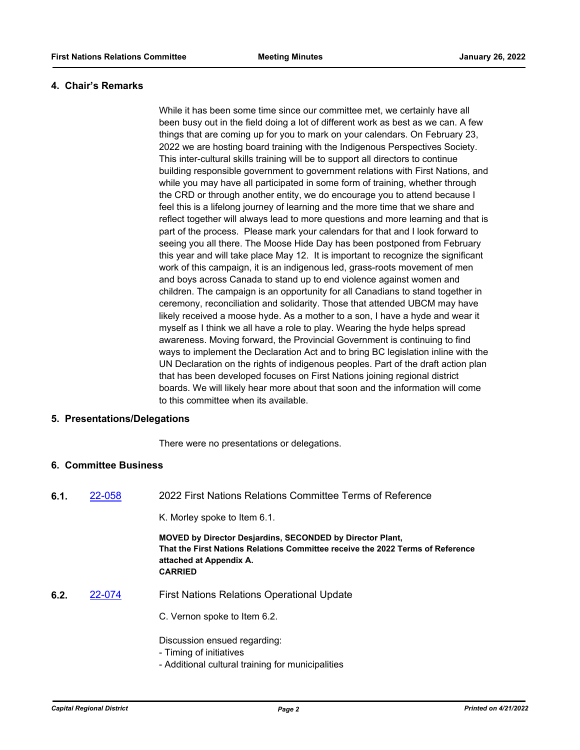## 4. Chair's Remarks

While it has been some time since our committee met, we certainly have all been busy out in the field doing a lot of different work as best as we can. A few things that are coming up for you to mark on your calendars. On February 23, 2022 we are hosting board training with the Indigenous Perspectives Society. This inter-cultural skills training will be to support all directors to continue building responsible government to government relations with First Nations, and while you may have all participated in some form of training, whether through the CRD or through another entity, we do encourage you to attend because I feel this is a lifelong journey of learning and the more time that we share and reflect together will always lead to more questions and more learning and that is part of the process. Please mark your calendars for that and I look forward to seeing you all there. The Moose Hide Day has been postponed from February this year and will take place May 12. It is important to recognize the significant work of this campaign, it is an indigenous led, grass-roots movement of men and boys across Canada to stand up to end violence against women and children. The campaign is an opportunity for all Canadians to stand together in ceremony, reconciliation and solidarity. Those that attended UBCM may have likely received a moose hyde. As a mother to a son, I have a hyde and wear it myself as I think we all have a role to play. Wearing the hyde helps spread awareness. Moving forward, the Provincial Government is continuing to find ways to implement the Declaration Act and to bring BC legislation inline with the UN Declaration on the rights of indigenous peoples. Part of the draft action plan that has been developed focuses on First Nations joining regional district boards. We will likely hear more about that soon and the information will come to this committee when its available.

## 5. Presentations/Delegations

There were no presentations or delegations.

## 6. Committee Business

**6.1.** [22-058](22-058) 2022 First Nations Relations Committee Terms of Reference

K. Morley spoke to Item 6.1.

**MOVED by Director Desjardins, SECONDED by Director Plant,**
**That the First Nations Relations Committee receive the 2022 Terms of Reference attached at Appendix A.**
**CARRIED**

**6.2.** [22-074](22-074) First Nations Relations Operational Update

C. Vernon spoke to Item 6.2.

Discussion ensued regarding:
- Timing of initiatives
- Additional cultural training for municipalities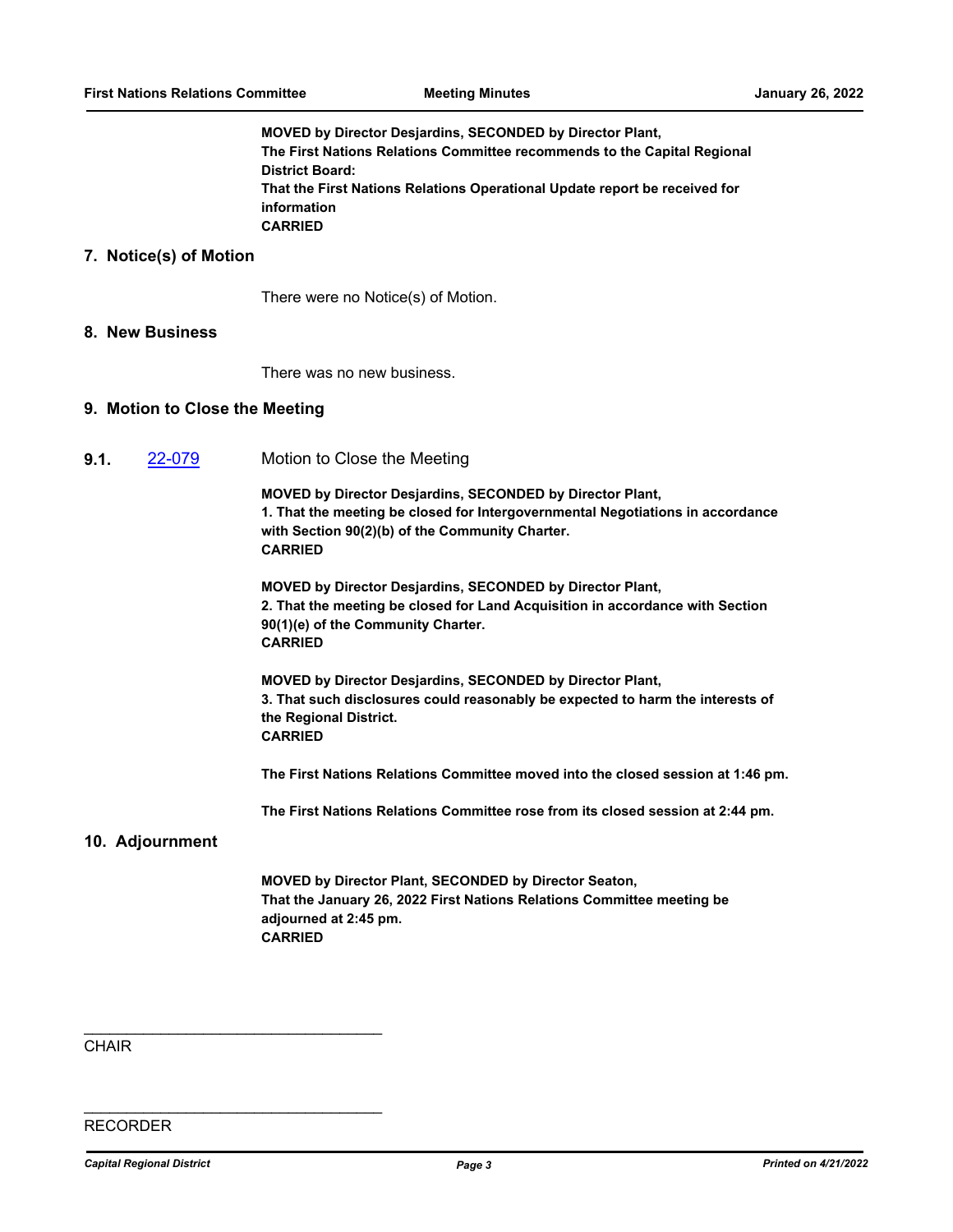**MOVED by Director Desjardins, SECONDED by Director Plant,**
**The First Nations Relations Committee recommends to the Capital Regional District Board:**
**That the First Nations Relations Operational Update report be received for information**
**CARRIED**

## 7. Notice(s) of Motion

There were no Notice(s) of Motion.

## 8. New Business

There was no new business.

## 9. Motion to Close the Meeting

**9.1.** [22-079] Motion to Close the Meeting

**MOVED by Director Desjardins, SECONDED by Director Plant,**
**1. That the meeting be closed for Intergovernmental Negotiations in accordance with Section 90(2)(b) of the Community Charter.**
**CARRIED**

**MOVED by Director Desjardins, SECONDED by Director Plant,**
**2. That the meeting be closed for Land Acquisition in accordance with Section 90(1)(e) of the Community Charter.**
**CARRIED**

**MOVED by Director Desjardins, SECONDED by Director Plant,**
**3. That such disclosures could reasonably be expected to harm the interests of the Regional District.**
**CARRIED**

**The First Nations Relations Committee moved into the closed session at 1:46 pm.**

**The First Nations Relations Committee rose from its closed session at 2:44 pm.**

## 10. Adjournment

**MOVED by Director Plant, SECONDED by Director Seaton,**
**That the January 26, 2022 First Nations Relations Committee meeting be adjourned at 2:45 pm.**
**CARRIED**

___________________________________
CHAIR

___________________________________
RECORDER